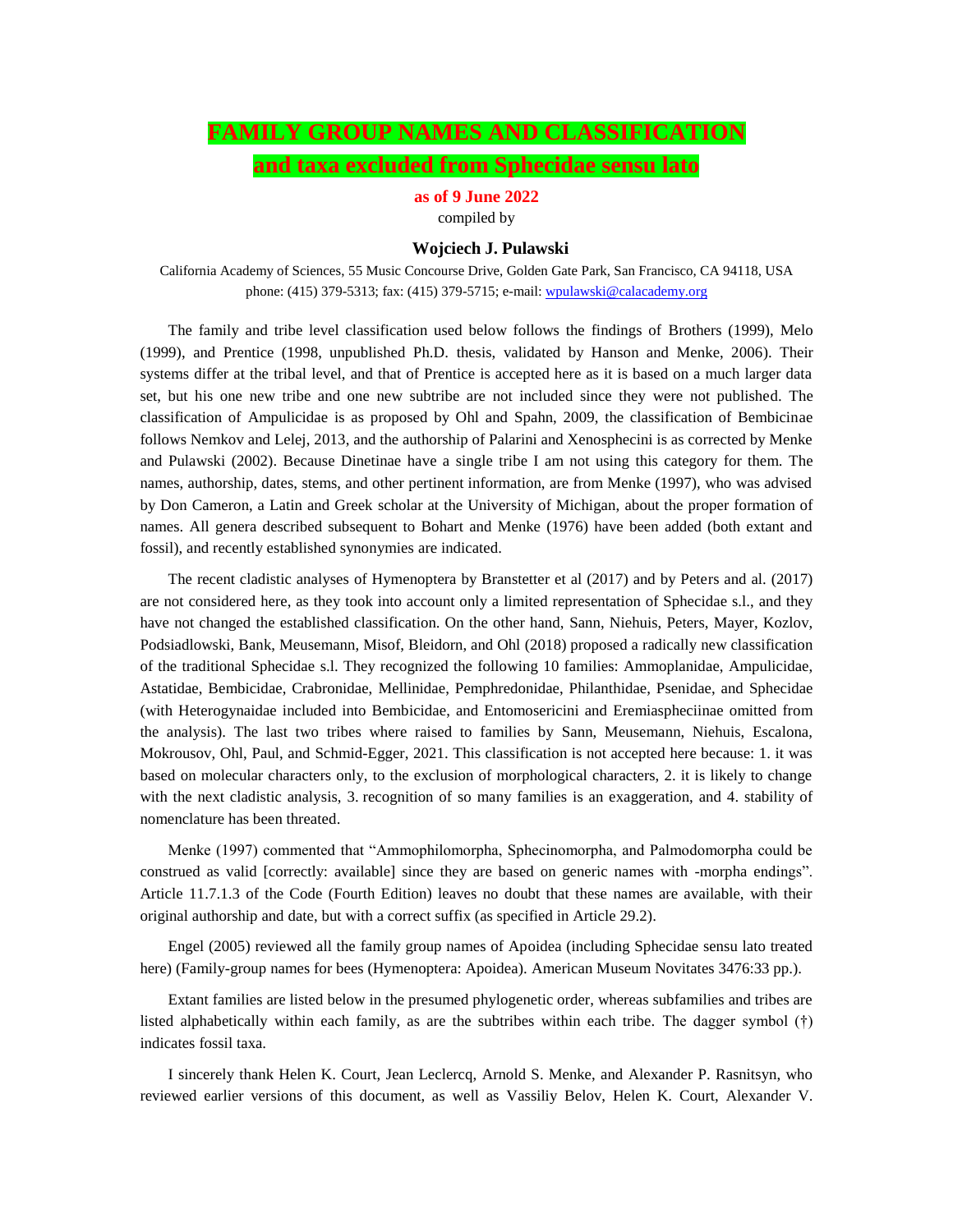# FAMILY GROUP NAMES AND CLASSIFICATION

## and taxa excluded from Sphecidae sensu lato

**as of 9 June 2022**

compiled by

**Wojciech J. Pulawski**

California Academy of Sciences, 55 Music Concourse Drive, Golden Gate Park, San Francisco, CA 94118, USA
phone: (415) 379-5313; fax: (415) 379-5715; e-mail: wpulawski@calacademy.org

The family and tribe level classification used below follows the findings of Brothers (1999), Melo (1999), and Prentice (1998, unpublished Ph.D. thesis, validated by Hanson and Menke, 2006). Their systems differ at the tribal level, and that of Prentice is accepted here as it is based on a much larger data set, but his one new tribe and one new subtribe are not included since they were not published. The classification of Ampulicidae is as proposed by Ohl and Spahn, 2009, the classification of Bembicinae follows Nemkov and Lelej, 2013, and the authorship of Palarini and Xenosphecini is as corrected by Menke and Pulawski (2002). Because Dinetinae have a single tribe I am not using this category for them. The names, authorship, dates, stems, and other pertinent information, are from Menke (1997), who was advised by Don Cameron, a Latin and Greek scholar at the University of Michigan, about the proper formation of names. All genera described subsequent to Bohart and Menke (1976) have been added (both extant and fossil), and recently established synonymies are indicated.

The recent cladistic analyses of Hymenoptera by Branstetter et al (2017) and by Peters and al. (2017) are not considered here, as they took into account only a limited representation of Sphecidae s.l., and they have not changed the established classification. On the other hand, Sann, Niehuis, Peters, Mayer, Kozlov, Podsiadlowski, Bank, Meusemann, Misof, Bleidorn, and Ohl (2018) proposed a radically new classification of the traditional Sphecidae s.l. They recognized the following 10 families: Ammoplanidae, Ampulicidae, Astatidae, Bembicidae, Crabronidae, Mellinidae, Pemphredonidae, Philanthidae, Psenidae, and Sphecidae (with Heterogynaidae included into Bembicidae, and Entomosericini and Eremiaspheciinae omitted from the analysis). The last two tribes where raised to families by Sann, Meusemann, Niehuis, Escalona, Mokrousov, Ohl, Paul, and Schmid-Egger, 2021. This classification is not accepted here because: 1. it was based on molecular characters only, to the exclusion of morphological characters, 2. it is likely to change with the next cladistic analysis, 3. recognition of so many families is an exaggeration, and 4. stability of nomenclature has been threated.

Menke (1997) commented that "Ammophilomorpha, Sphecinomorpha, and Palmodomorpha could be construed as valid [correctly: available] since they are based on generic names with -morpha endings". Article 11.7.1.3 of the Code (Fourth Edition) leaves no doubt that these names are available, with their original authorship and date, but with a correct suffix (as specified in Article 29.2).

Engel (2005) reviewed all the family group names of Apoidea (including Sphecidae sensu lato treated here) (Family-group names for bees (Hymenoptera: Apoidea). American Museum Novitates 3476:33 pp.).

Extant families are listed below in the presumed phylogenetic order, whereas subfamilies and tribes are listed alphabetically within each family, as are the subtribes within each tribe. The dagger symbol (†) indicates fossil taxa.

I sincerely thank Helen K. Court, Jean Leclercq, Arnold S. Menke, and Alexander P. Rasnitsyn, who reviewed earlier versions of this document, as well as Vassiliy Belov, Helen K. Court, Alexander V.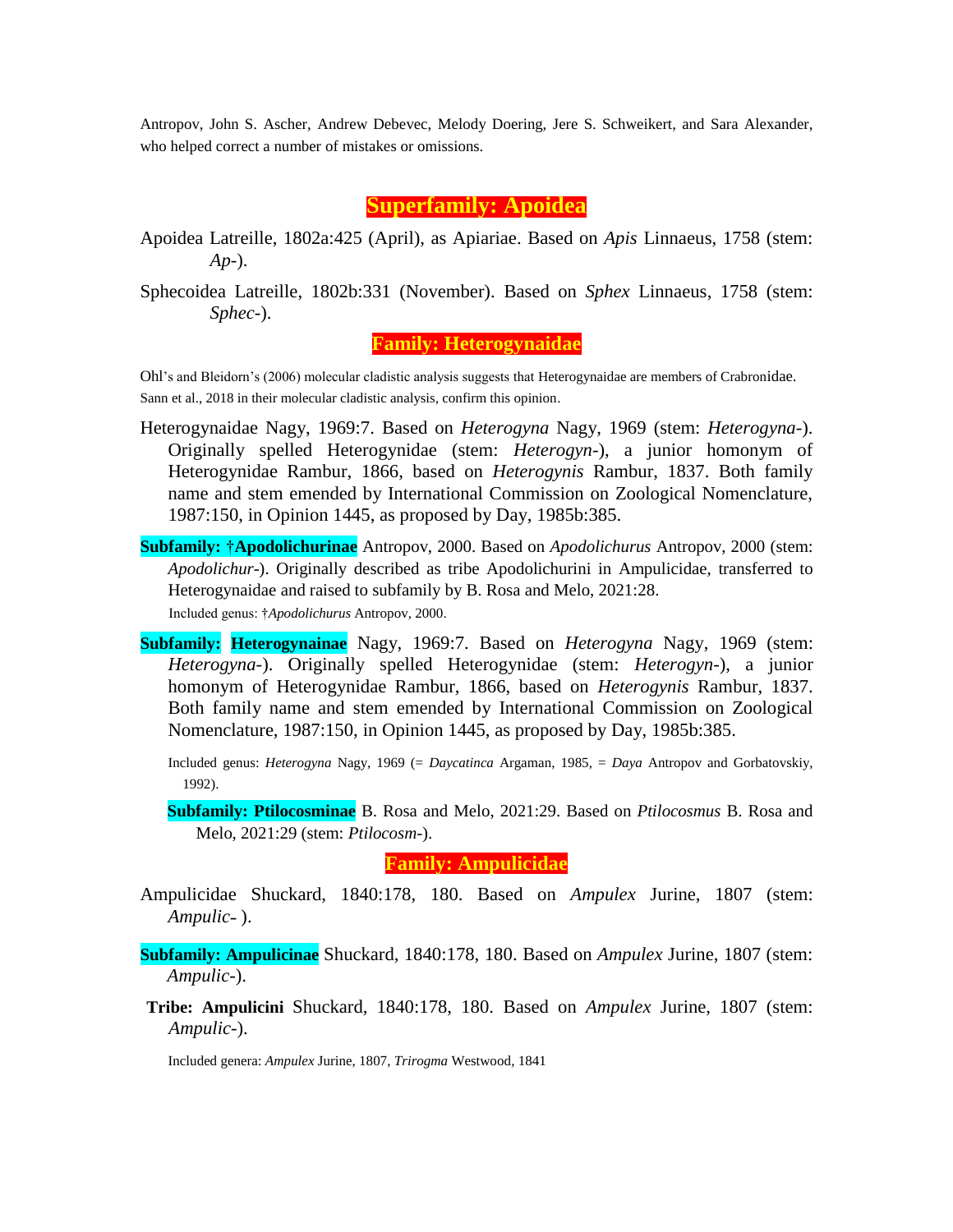Antropov, John S. Ascher, Andrew Debevec, Melody Doering, Jere S. Schweikert, and Sara Alexander, who helped correct a number of mistakes or omissions.

# Superfamily: Apoidea

Apoidea Latreille, 1802a:425 (April), as Apiariae. Based on *Apis* Linnaeus, 1758 (stem: *Ap*-).

Sphecoidea Latreille, 1802b:331 (November). Based on *Sphex* Linnaeus, 1758 (stem: *Sphec*-).

## Family: Heterogynaidae

Ohl's and Bleidorn's (2006) molecular cladistic analysis suggests that Heterogynaidae are members of Crabronidae. Sann et al., 2018 in their molecular cladistic analysis, confirm this opinion.

Heterogynaidae Nagy, 1969:7. Based on *Heterogyna* Nagy, 1969 (stem: *Heterogyna*-). Originally spelled Heterogynidae (stem: *Heterogyn*-), a junior homonym of Heterogynidae Rambur, 1866, based on *Heterogynis* Rambur, 1837. Both family name and stem emended by International Commission on Zoological Nomenclature, 1987:150, in Opinion 1445, as proposed by Day, 1985b:385.

**Subfamily: †Apodolichurinae** Antropov, 2000. Based on *Apodolichurus* Antropov, 2000 (stem: *Apodolichur*-). Originally described as tribe Apodolichurini in Ampulicidae, transferred to Heterogynaidae and raised to subfamily by B. Rosa and Melo, 2021:28.

Included genus: †*Apodolichurus* Antropov, 2000.

**Subfamily: Heterogynainae** Nagy, 1969:7. Based on *Heterogyna* Nagy, 1969 (stem: *Heterogyna*-). Originally spelled Heterogynidae (stem: *Heterogyn*-), a junior homonym of Heterogynidae Rambur, 1866, based on *Heterogynis* Rambur, 1837. Both family name and stem emended by International Commission on Zoological Nomenclature, 1987:150, in Opinion 1445, as proposed by Day, 1985b:385.

Included genus: *Heterogyna* Nagy, 1969 (= *Daycatinca* Argaman, 1985, = *Daya* Antropov and Gorbatovskiy, 1992).

**Subfamily: Ptilocosminae** B. Rosa and Melo, 2021:29. Based on *Ptilocosmus* B. Rosa and Melo, 2021:29 (stem: *Ptilocosm*-).

## Family: Ampulicidae

Ampulicidae Shuckard, 1840:178, 180. Based on *Ampulex* Jurine, 1807 (stem: *Ampulic*- ).

**Subfamily: Ampulicinae** Shuckard, 1840:178, 180. Based on *Ampulex* Jurine, 1807 (stem: *Ampulic*-).

**Tribe: Ampulicini** Shuckard, 1840:178, 180. Based on *Ampulex* Jurine, 1807 (stem: *Ampulic*-).

Included genera: *Ampulex* Jurine, 1807, *Trirogma* Westwood, 1841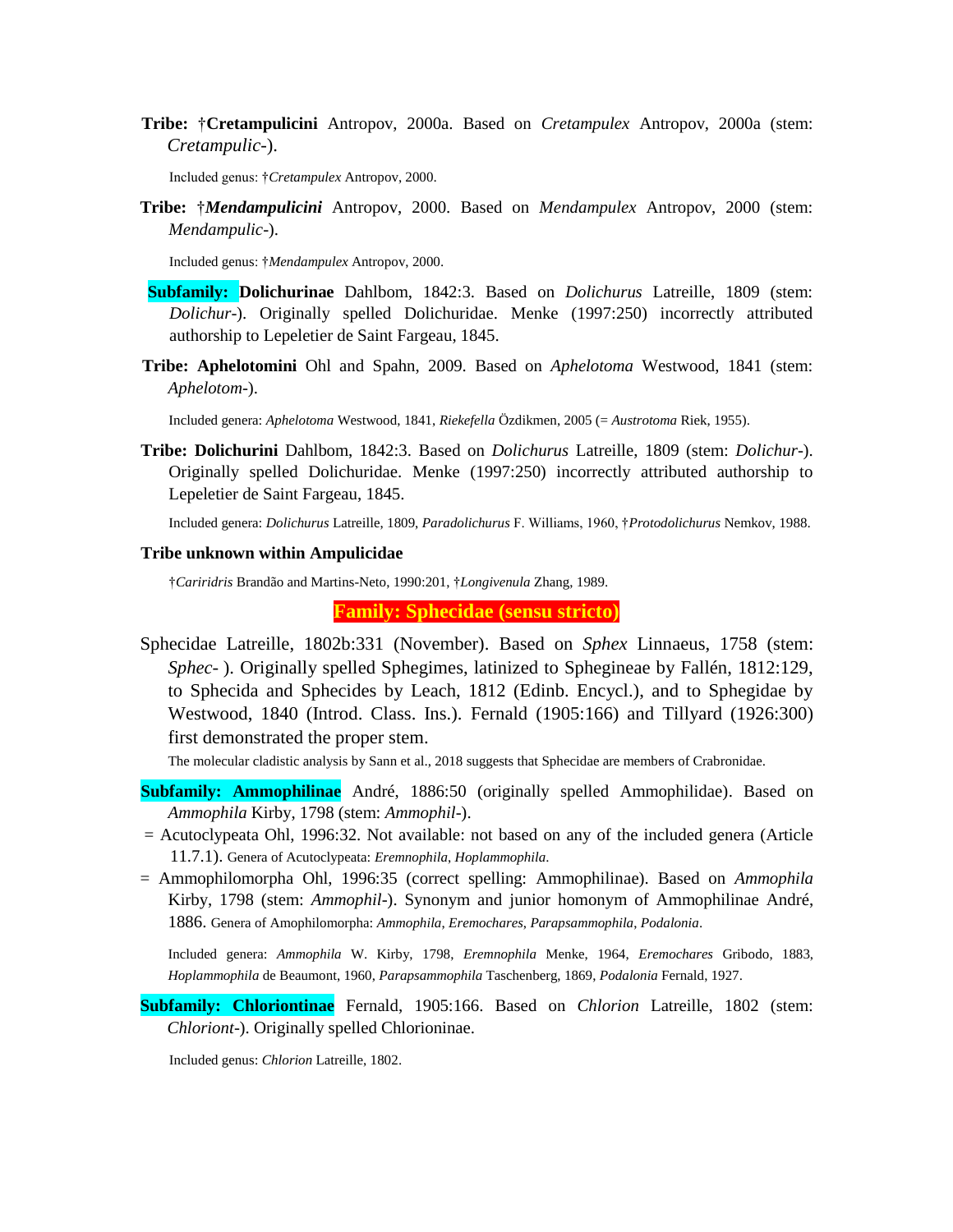**Tribe: †Cretampulicini** Antropov, 2000a. Based on *Cretampulex* Antropov, 2000a (stem: *Cretampulic-*).

Included genus: †*Cretampulex* Antropov, 2000.

**Tribe: †*Mendampulicini*** Antropov, 2000. Based on *Mendampulex* Antropov, 2000 (stem: *Mendampulic-*).

Included genus: †*Mendampulex* Antropov, 2000.

**Subfamily: Dolichurinae** Dahlbom, 1842:3. Based on *Dolichurus* Latreille, 1809 (stem: *Dolichur-*). Originally spelled Dolichuridae. Menke (1997:250) incorrectly attributed authorship to Lepeletier de Saint Fargeau, 1845.

**Tribe: Aphelotomini** Ohl and Spahn, 2009. Based on *Aphelotoma* Westwood, 1841 (stem: *Aphelotom-*).

Included genera: *Aphelotoma* Westwood, 1841, *Riekefella* Özdikmen, 2005 (= *Austrotoma* Riek, 1955).

**Tribe: Dolichurini** Dahlbom, 1842:3. Based on *Dolichurus* Latreille, 1809 (stem: *Dolichur-*). Originally spelled Dolichuridae. Menke (1997:250) incorrectly attributed authorship to Lepeletier de Saint Fargeau, 1845.

Included genera: *Dolichurus* Latreille, 1809, *Paradolichurus* F. Williams, 1960, †*Protodolichurus* Nemkov, 1988.

**Tribe unknown within Ampulicidae**

†*Cariridris* Brandão and Martins-Neto, 1990:201, †*Longivenula* Zhang, 1989.

## Family: Sphecidae (sensu stricto)

Sphecidae Latreille, 1802b:331 (November). Based on *Sphex* Linnaeus, 1758 (stem: *Sphec-* ). Originally spelled Sphegimes, latinized to Sphegineae by Fallén, 1812:129, to Sphecida and Sphecides by Leach, 1812 (Edinb. Encycl.), and to Sphegidae by Westwood, 1840 (Introd. Class. Ins.). Fernald (1905:166) and Tillyard (1926:300) first demonstrated the proper stem.

The molecular cladistic analysis by Sann et al., 2018 suggests that Sphecidae are members of Crabronidae.

**Subfamily: Ammophilinae** André, 1886:50 (originally spelled Ammophilidae). Based on *Ammophila* Kirby, 1798 (stem: *Ammophil-*).

= Acutoclypeata Ohl, 1996:32. Not available: not based on any of the included genera (Article 11.7.1). Genera of Acutoclypeata: *Eremnophila*, *Hoplammophila*.

= Ammophilomorpha Ohl, 1996:35 (correct spelling: Ammophilinae). Based on *Ammophila* Kirby, 1798 (stem: *Ammophil-*). Synonym and junior homonym of Ammophilinae André, 1886. Genera of Amophilomorpha: *Ammophila*, *Eremochares*, *Parapsammophila*, *Podalonia*.

Included genera: *Ammophila* W. Kirby, 1798, *Eremnophila* Menke, 1964, *Eremochares* Gribodo, 1883, *Hoplammophila* de Beaumont, 1960, *Parapsammophila* Taschenberg, 1869, *Podalonia* Fernald, 1927.

**Subfamily: Chloriontinae** Fernald, 1905:166. Based on *Chlorion* Latreille, 1802 (stem: *Chloriont-*). Originally spelled Chlorioninae.

Included genus: *Chlorion* Latreille, 1802.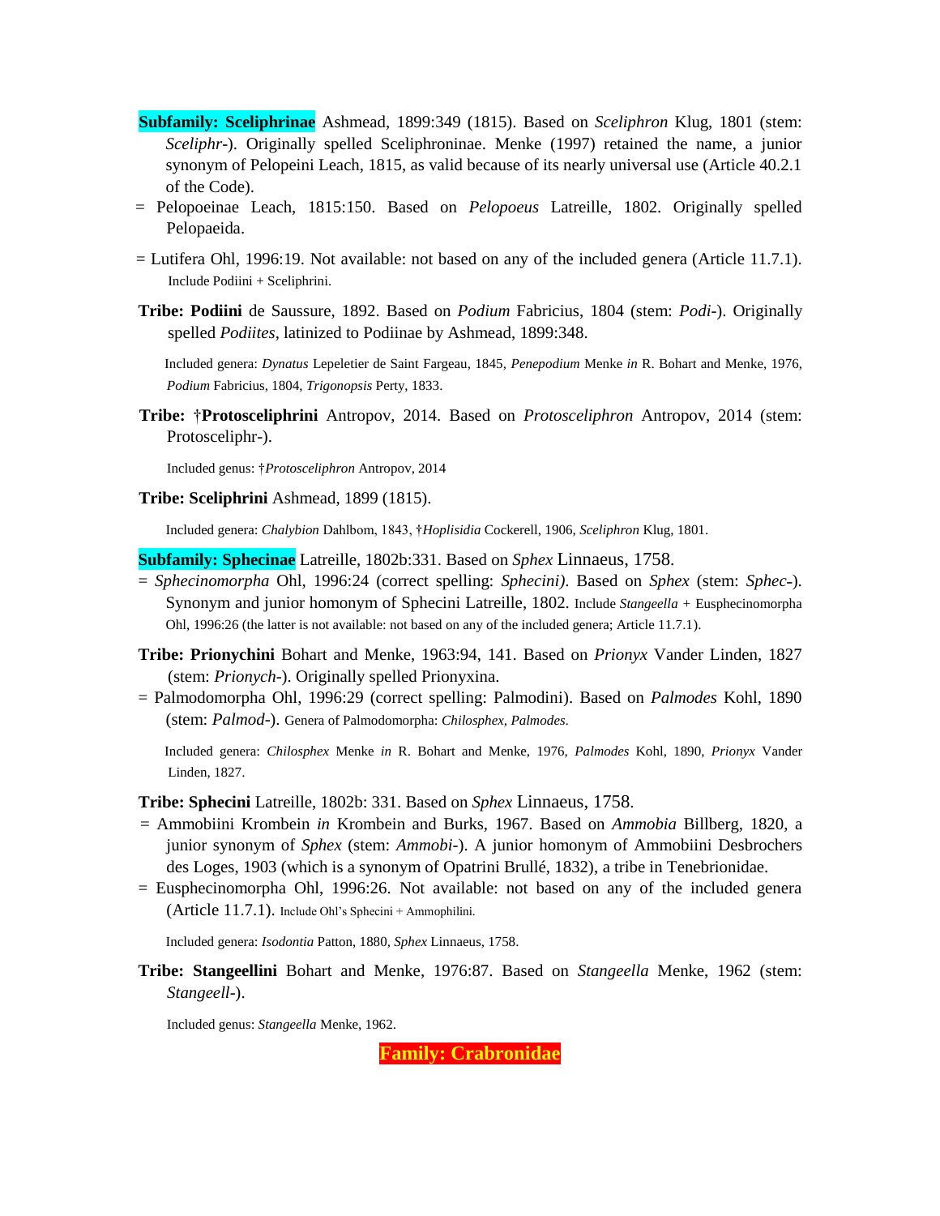**Subfamily: Sceliphrinae** Ashmead, 1899:349 (1815). Based on *Sceliphron* Klug, 1801 (stem: *Sceliphr*-). Originally spelled Sceliphroninae. Menke (1997) retained the name, a junior synonym of Pelopeini Leach, 1815, as valid because of its nearly universal use (Article 40.2.1 of the Code).

= Pelopoeinae Leach, 1815:150. Based on *Pelopoeus* Latreille, 1802. Originally spelled Pelopaeida.

= Lutifera Ohl, 1996:19. Not available: not based on any of the included genera (Article 11.7.1). Include Podiini + Sceliphrini.

**Tribe: Podiini** de Saussure, 1892. Based on *Podium* Fabricius, 1804 (stem: *Podi*-). Originally spelled *Podiites*, latinized to Podiinae by Ashmead, 1899:348.

Included genera: *Dynatus* Lepeletier de Saint Fargeau, 1845, *Penepodium* Menke *in* R. Bohart and Menke, 1976, *Podium* Fabricius, 1804, *Trigonopsis* Perty, 1833.

**Tribe: †Protosceliphrini** Antropov, 2014. Based on *Protosceliphron* Antropov, 2014 (stem: Protosceliphr-).

Included genus: †*Protosceliphron* Antropov, 2014

**Tribe: Sceliphrini** Ashmead, 1899 (1815).

Included genera: *Chalybion* Dahlbom, 1843, †*Hoplisidia* Cockerell, 1906, *Sceliphron* Klug, 1801.

**Subfamily: Sphecinae** Latreille, 1802b:331. Based on *Sphex* Linnaeus, 1758.

= *Sphecinomorpha* Ohl, 1996:24 (correct spelling: *Sphecini)*. Based on *Sphex* (stem: *Sphec*-). Synonym and junior homonym of Sphecini Latreille, 1802. Include *Stangeella* + Eusphecinomorpha Ohl, 1996:26 (the latter is not available: not based on any of the included genera; Article 11.7.1).

**Tribe: Prionychini** Bohart and Menke, 1963:94, 141. Based on *Prionyx* Vander Linden, 1827 (stem: *Prionych*-). Originally spelled Prionyxina.

= Palmodomorpha Ohl, 1996:29 (correct spelling: Palmodini). Based on *Palmodes* Kohl, 1890 (stem: *Palmod*-). Genera of Palmodomorpha: *Chilosphex*, *Palmodes*.

Included genera: *Chilosphex* Menke *in* R. Bohart and Menke, 1976, *Palmodes* Kohl, 1890, *Prionyx* Vander Linden, 1827.

**Tribe: Sphecini** Latreille, 1802b: 331. Based on *Sphex* Linnaeus, 1758.

= Ammobiini Krombein *in* Krombein and Burks, 1967. Based on *Ammobia* Billberg, 1820, a junior synonym of *Sphex* (stem: *Ammobi*-). A junior homonym of Ammobiini Desbrochers des Loges, 1903 (which is a synonym of Opatrini Brullé, 1832), a tribe in Tenebrionidae.

= Eusphecinomorpha Ohl, 1996:26. Not available: not based on any of the included genera (Article 11.7.1). Include Ohl's Sphecini + Ammophilini.

Included genera: *Isodontia* Patton, 1880, *Sphex* Linnaeus, 1758.

**Tribe: Stangeellini** Bohart and Menke, 1976:87. Based on *Stangeella* Menke, 1962 (stem: *Stangeell*-).

Included genus: *Stangeella* Menke, 1962.

# Family: Crabronidae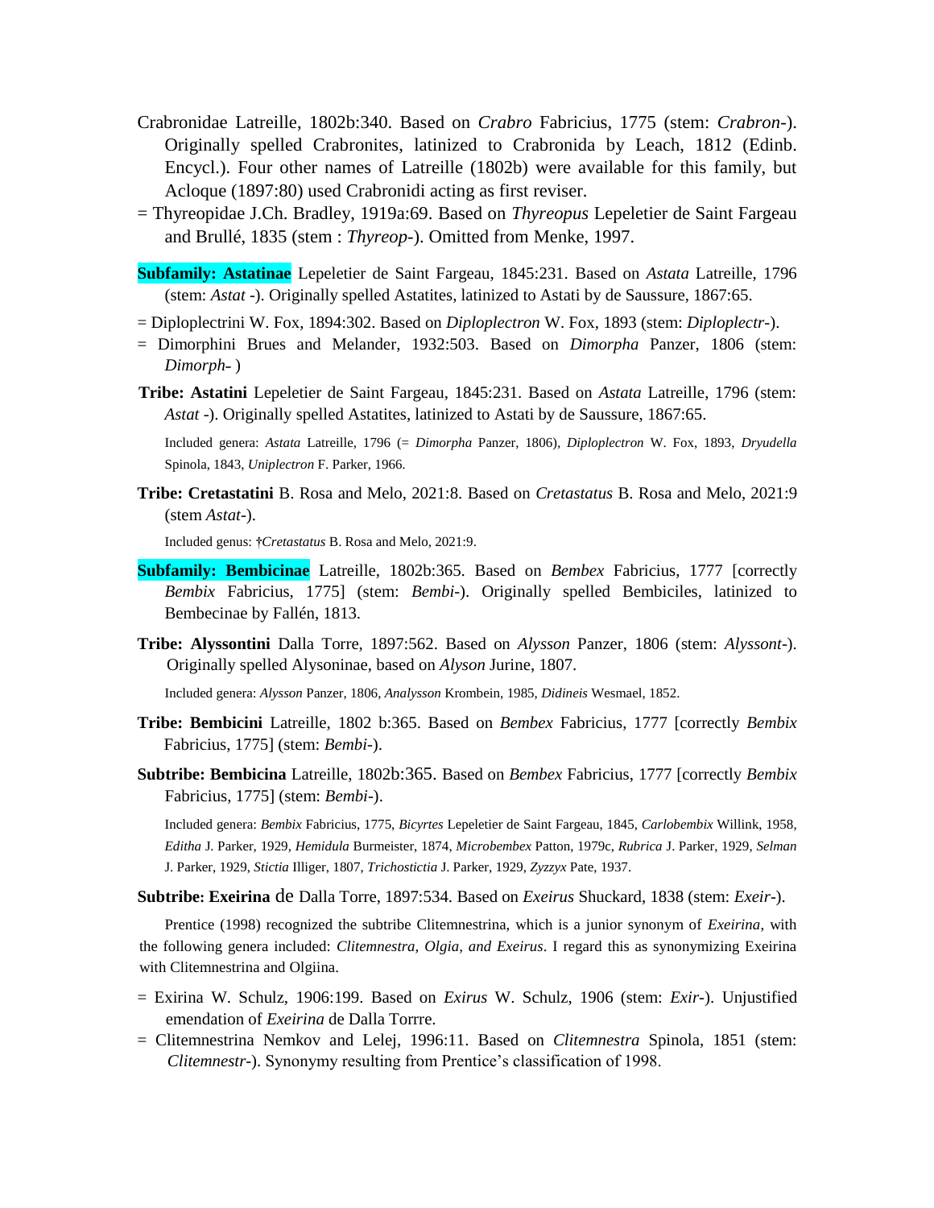Crabronidae Latreille, 1802b:340. Based on *Crabro* Fabricius, 1775 (stem: *Crabron*-). Originally spelled Crabronites, latinized to Crabronida by Leach, 1812 (Edinb. Encycl.). Four other names of Latreille (1802b) were available for this family, but Acloque (1897:80) used Crabronidi acting as first reviser.

= Thyreopidae J.Ch. Bradley, 1919a:69. Based on *Thyreopus* Lepeletier de Saint Fargeau and Brullé, 1835 (stem : *Thyreop*-). Omitted from Menke, 1997.

**Subfamily: Astatinae** Lepeletier de Saint Fargeau, 1845:231. Based on *Astata* Latreille, 1796 (stem: *Astat* -). Originally spelled Astatites, latinized to Astati by de Saussure, 1867:65.

= Diploplectrini W. Fox, 1894:302. Based on *Diploplectron* W. Fox, 1893 (stem: *Diploplectr*-).

= Dimorphini Brues and Melander, 1932:503. Based on *Dimorpha* Panzer, 1806 (stem: *Dimorph*- )

**Tribe: Astatini** Lepeletier de Saint Fargeau, 1845:231. Based on *Astata* Latreille, 1796 (stem: *Astat* -). Originally spelled Astatites, latinized to Astati by de Saussure, 1867:65.

Included genera: *Astata* Latreille, 1796 (= *Dimorpha* Panzer, 1806), *Diploplectron* W. Fox, 1893, *Dryudella* Spinola, 1843, *Uniplectron* F. Parker, 1966.

**Tribe: Cretastatini** B. Rosa and Melo, 2021:8. Based on *Cretastatus* B. Rosa and Melo, 2021:9 (stem *Astat*-).

Included genus: †*Cretastatus* B. Rosa and Melo, 2021:9.

**Subfamily: Bembicinae** Latreille, 1802b:365. Based on *Bembex* Fabricius, 1777 [correctly *Bembix* Fabricius, 1775] (stem: *Bembi*-). Originally spelled Bembiciles, latinized to Bembecinae by Fallén, 1813.

**Tribe: Alyssontini** Dalla Torre, 1897:562. Based on *Alysson* Panzer, 1806 (stem: *Alyssont*-). Originally spelled Alysoninae, based on *Alyson* Jurine, 1807.

Included genera: *Alysson* Panzer, 1806, *Analysson* Krombein, 1985, *Didineis* Wesmael, 1852.

**Tribe: Bembicini** Latreille, 1802 b:365. Based on *Bembex* Fabricius, 1777 [correctly *Bembix* Fabricius, 1775] (stem: *Bembi*-).

**Subtribe: Bembicina** Latreille, 1802b:365. Based on *Bembex* Fabricius, 1777 [correctly *Bembix* Fabricius, 1775] (stem: *Bembi*-).

Included genera: *Bembix* Fabricius, 1775, *Bicyrtes* Lepeletier de Saint Fargeau, 1845, *Carlobembix* Willink, 1958, *Editha* J. Parker, 1929, *Hemidula* Burmeister, 1874, *Microbembex* Patton, 1979c, *Rubrica* J. Parker, 1929, *Selman* J. Parker, 1929, *Stictia* Illiger, 1807, *Trichostictia* J. Parker, 1929, *Zyzzyx* Pate, 1937.

**Subtribe: Exeirina** de Dalla Torre, 1897:534. Based on *Exeirus* Shuckard, 1838 (stem: *Exeir*-).

Prentice (1998) recognized the subtribe Clitemnestrina, which is a junior synonym of *Exeirina*, with the following genera included: *Clitemnestra, Olgia, and Exeirus*. I regard this as synonymizing Exeirina with Clitemnestrina and Olgiina.

= Exirina W. Schulz, 1906:199. Based on *Exirus* W. Schulz, 1906 (stem: *Exir*-). Unjustified emendation of *Exeirina* de Dalla Torrre.

= Clitemnestrina Nemkov and Lelej, 1996:11. Based on *Clitemnestra* Spinola, 1851 (stem: *Clitemnestr*-). Synonymy resulting from Prentice's classification of 1998.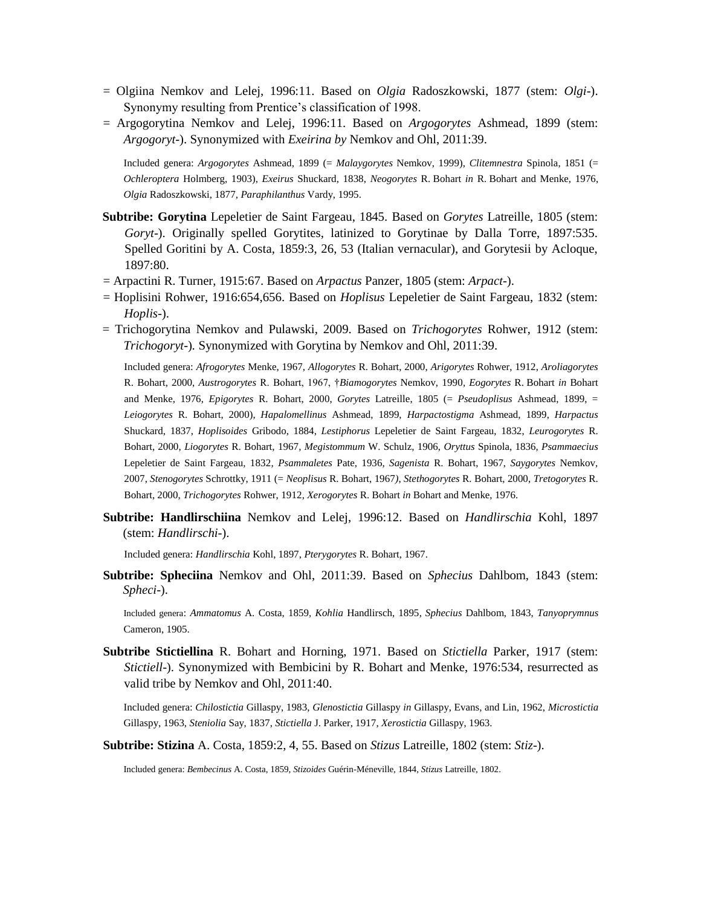= Olgiina Nemkov and Lelej, 1996:11. Based on *Olgia* Radoszkowski, 1877 (stem: *Olgi*-). Synonymy resulting from Prentice's classification of 1998.

= Argogorytina Nemkov and Lelej, 1996:11. Based on *Argogorytes* Ashmead, 1899 (stem: *Argogoryt*-). Synonymized with *Exeirina by* Nemkov and Ohl, 2011:39.

Included genera: *Argogorytes* Ashmead, 1899 (= *Malaygorytes* Nemkov, 1999), *Clitemnestra* Spinola, 1851 (= *Ochleroptera* Holmberg, 1903), *Exeirus* Shuckard, 1838, *Neogorytes* R. Bohart *in* R. Bohart and Menke, 1976, *Olgia* Radoszkowski, 1877, *Paraphilanthus* Vardy, 1995.

**Subtribe: Gorytina** Lepeletier de Saint Fargeau, 1845. Based on *Gorytes* Latreille, 1805 (stem: *Goryt*-). Originally spelled Gorytites, latinized to Gorytinae by Dalla Torre, 1897:535. Spelled Goritini by A. Costa, 1859:3, 26, 53 (Italian vernacular), and Gorytesii by Acloque, 1897:80.

= Arpactini R. Turner, 1915:67. Based on *Arpactus* Panzer, 1805 (stem: *Arpact*-).

= Hoplisini Rohwer, 1916:654,656. Based on *Hoplisus* Lepeletier de Saint Fargeau, 1832 (stem: *Hoplis*-).

= Trichogorytina Nemkov and Pulawski, 2009. Based on *Trichogorytes* Rohwer, 1912 (stem: *Trichogoryt*-). Synonymized with Gorytina by Nemkov and Ohl, 2011:39.

Included genera: *Afrogorytes* Menke, 1967, *Allogorytes* R. Bohart, 2000, *Arigorytes* Rohwer, 1912, *Aroliagorytes* R. Bohart, 2000, *Austrogorytes* R. Bohart, 1967, †*Biamogorytes* Nemkov, 1990, *Eogorytes* R. Bohart *in* Bohart and Menke, 1976, *Epigorytes* R. Bohart, 2000, *Gorytes* Latreille, 1805 (= *Pseudoplisus* Ashmead, 1899, = *Leiogorytes* R. Bohart, 2000), *Hapalomellinus* Ashmead, 1899, *Harpactostigma* Ashmead, 1899, *Harpactus* Shuckard, 1837, *Hoplisoides* Gribodo, 1884, *Lestiphorus* Lepeletier de Saint Fargeau, 1832, *Leurogorytes* R. Bohart, 2000, *Liogorytes* R. Bohart, 1967, *Megistommum* W. Schulz, 1906, *Oryttus* Spinola, 1836, *Psammaecius* Lepeletier de Saint Fargeau, 1832, *Psammaletes* Pate, 1936, *Sagenista* R. Bohart, 1967, *Saygorytes* Nemkov, 2007, *Stenogorytes* Schrottky, 1911 (= *Neoplisus* R. Bohart, 1967), *Stethogorytes* R. Bohart, 2000, *Tretogorytes* R. Bohart, 2000, *Trichogorytes* Rohwer, 1912, *Xerogorytes* R. Bohart *in* Bohart and Menke, 1976.

**Subtribe: Handlirschiina** Nemkov and Lelej, 1996:12. Based on *Handlirschia* Kohl, 1897 (stem: *Handlirschi*-).

Included genera: *Handlirschia* Kohl, 1897, *Pterygorytes* R. Bohart, 1967.

**Subtribe: Spheciina** Nemkov and Ohl, 2011:39. Based on *Sphecius* Dahlbom, 1843 (stem: *Spheci*-).

Included genera: *Ammatomus* A. Costa, 1859, *Kohlia* Handlirsch, 1895, *Sphecius* Dahlbom, 1843, *Tanyoprymnus* Cameron, 1905.

**Subtribe Stictiellina** R. Bohart and Horning, 1971. Based on *Stictiella* Parker, 1917 (stem: *Stictiell*-). Synonymized with Bembicini by R. Bohart and Menke, 1976:534, resurrected as valid tribe by Nemkov and Ohl, 2011:40.

Included genera: *Chilostictia* Gillaspy, 1983, *Glenostictia* Gillaspy *in* Gillaspy, Evans, and Lin, 1962, *Microstictia* Gillaspy, 1963, *Steniolia* Say, 1837, *Stictiella* J. Parker, 1917, *Xerostictia* Gillaspy, 1963.

**Subtribe: Stizina** A. Costa, 1859:2, 4, 55. Based on *Stizus* Latreille, 1802 (stem: *Stiz*-).

Included genera: *Bembecinus* A. Costa, 1859, *Stizoides* Guérin-Méneville, 1844, *Stizus* Latreille, 1802.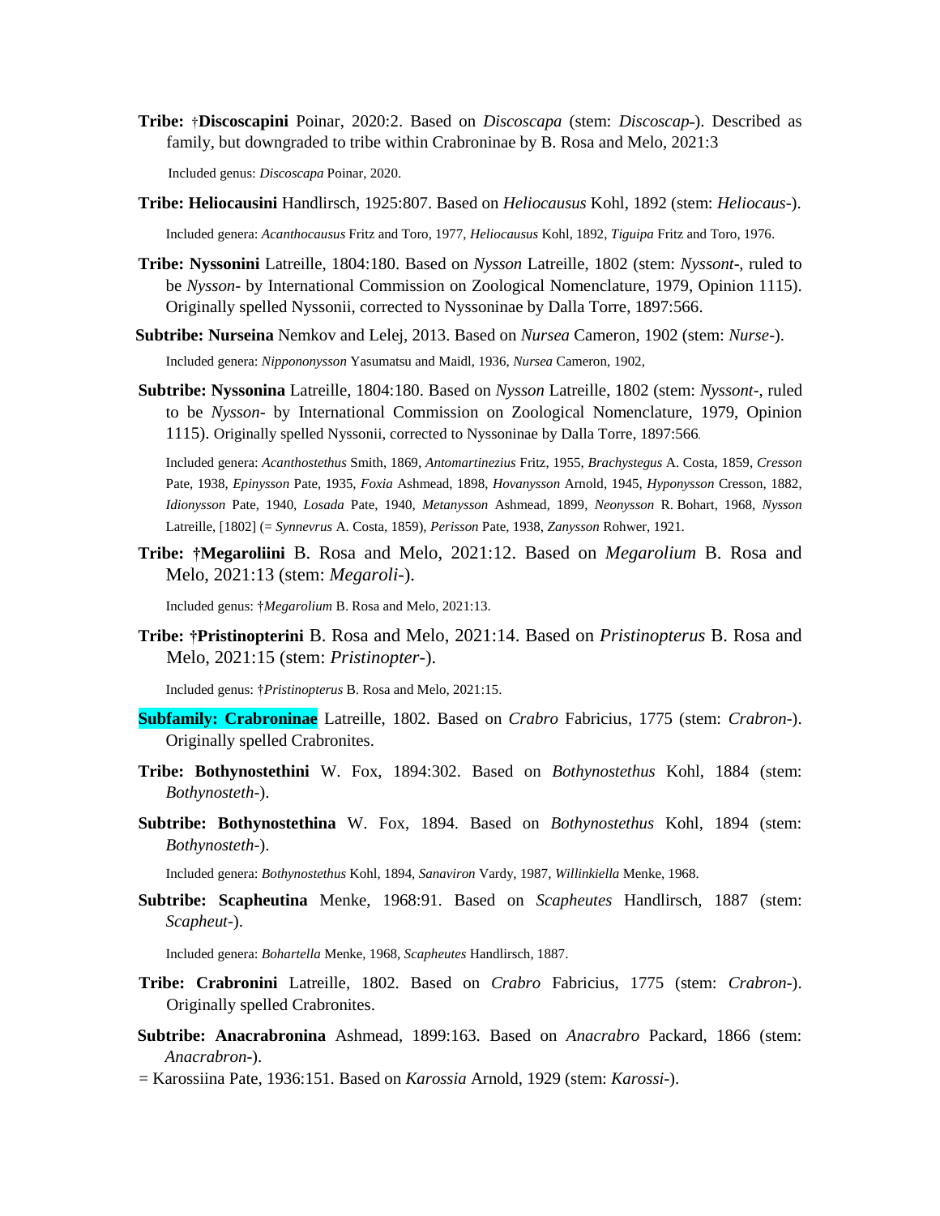**Tribe:** †**Discoscapini** Poinar, 2020:2. Based on *Discoscapa* (stem: *Discoscap*-). Described as family, but downgraded to tribe within Crabroninae by B. Rosa and Melo, 2021:3

Included genus: *Discoscapa* Poinar, 2020.

**Tribe: Heliocausini** Handlirsch, 1925:807. Based on *Heliocausus* Kohl, 1892 (stem: *Heliocaus*-).

Included genera: *Acanthocausus* Fritz and Toro, 1977, *Heliocausus* Kohl, 1892, *Tiguipa* Fritz and Toro, 1976.

**Tribe: Nyssonini** Latreille, 1804:180. Based on *Nysson* Latreille, 1802 (stem: *Nyssont*-, ruled to be *Nysson*- by International Commission on Zoological Nomenclature, 1979, Opinion 1115). Originally spelled Nyssonii, corrected to Nyssoninae by Dalla Torre, 1897:566.

**Subtribe: Nurseina** Nemkov and Lelej, 2013. Based on *Nursea* Cameron, 1902 (stem: *Nurse*-).

Included genera: *Nippononysson* Yasumatsu and Maidl, 1936, *Nursea* Cameron, 1902,

**Subtribe: Nyssonina** Latreille, 1804:180. Based on *Nysson* Latreille, 1802 (stem: *Nyssont*-, ruled to be *Nysson*- by International Commission on Zoological Nomenclature, 1979, Opinion 1115). Originally spelled Nyssonii, corrected to Nyssoninae by Dalla Torre, 1897:566.

Included genera: *Acanthostethus* Smith, 1869, *Antomartinezius* Fritz, 1955, *Brachystegus* A. Costa, 1859, *Cresson* Pate, 1938, *Epinysson* Pate, 1935, *Foxia* Ashmead, 1898, *Hovanysson* Arnold, 1945, *Hyponysson* Cresson, 1882, *Idionysson* Pate, 1940, *Losada* Pate, 1940, *Metanysson* Ashmead, 1899, *Neonysson* R. Bohart, 1968, *Nysson* Latreille, [1802] (= *Synnevrus* A. Costa, 1859), *Perisson* Pate, 1938, *Zanysson* Rohwer, 1921.

**Tribe: †Megaroliini** B. Rosa and Melo, 2021:12. Based on *Megarolium* B. Rosa and Melo, 2021:13 (stem: *Megaroli*-).

Included genus: †*Megarolium* B. Rosa and Melo, 2021:13.

**Tribe: †Pristinopterini** B. Rosa and Melo, 2021:14. Based on *Pristinopterus* B. Rosa and Melo, 2021:15 (stem: *Pristinopter*-).

Included genus: †*Pristinopterus* B. Rosa and Melo, 2021:15.

**Subfamily: Crabroninae** Latreille, 1802. Based on *Crabro* Fabricius, 1775 (stem: *Crabron*-). Originally spelled Crabronites.

**Tribe: Bothynostethini** W. Fox, 1894:302. Based on *Bothynostethus* Kohl, 1884 (stem: *Bothynosteth*-).

**Subtribe: Bothynostethina** W. Fox, 1894. Based on *Bothynostethus* Kohl, 1894 (stem: *Bothynosteth*-).

Included genera: *Bothynostethus* Kohl, 1894, *Sanaviron* Vardy, 1987, *Willinkiella* Menke, 1968.

**Subtribe: Scapheutina** Menke, 1968:91. Based on *Scapheutes* Handlirsch, 1887 (stem: *Scapheut*-).

Included genera: *Bohartella* Menke, 1968, *Scapheutes* Handlirsch, 1887.

**Tribe: Crabronini** Latreille, 1802. Based on *Crabro* Fabricius, 1775 (stem: *Crabron*-). Originally spelled Crabronites.

**Subtribe: Anacrabronina** Ashmead, 1899:163. Based on *Anacrabro* Packard, 1866 (stem: *Anacrabron*-).

= Karossiina Pate, 1936:151. Based on *Karossia* Arnold, 1929 (stem: *Karossi*-).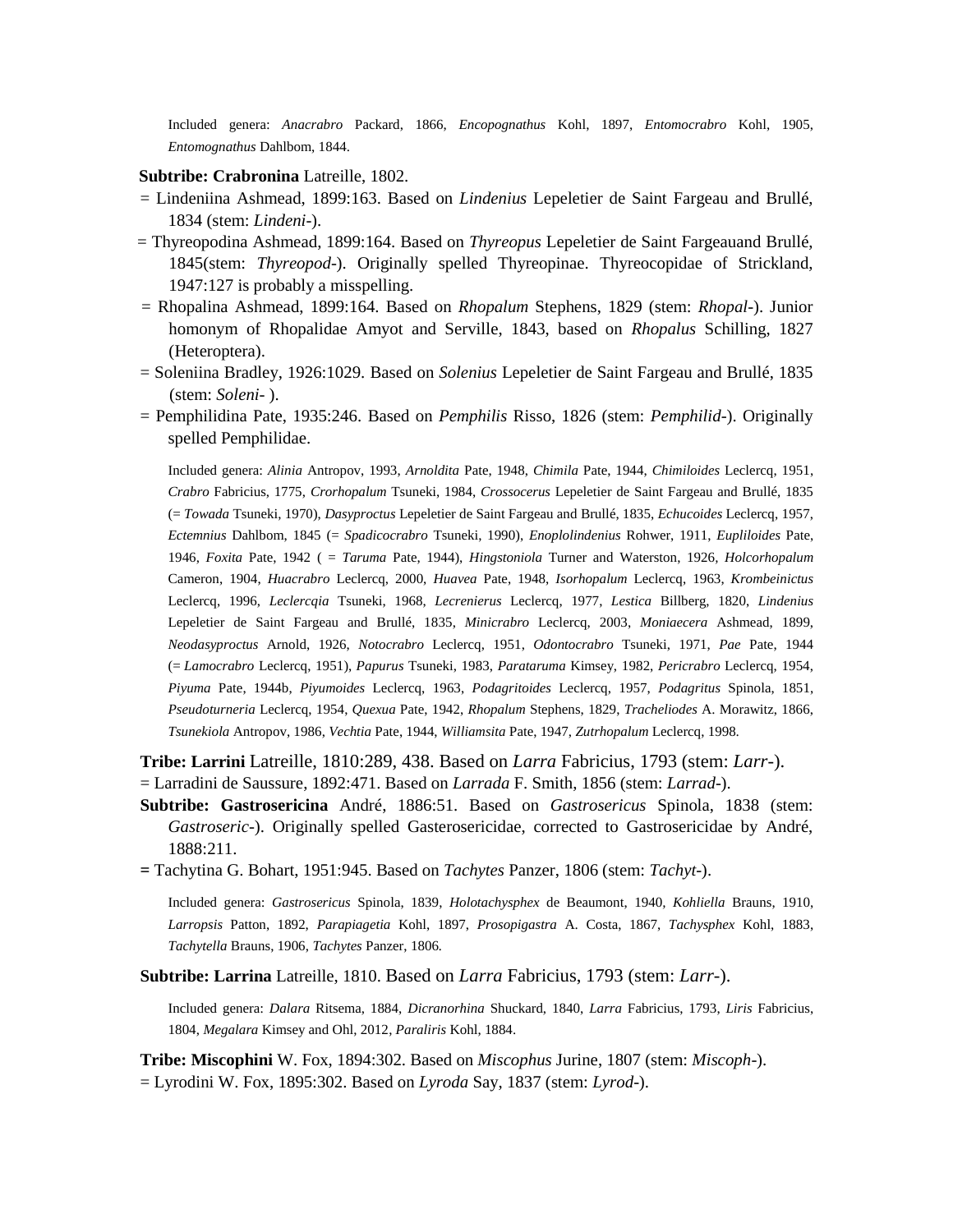Included genera: *Anacrabro* Packard, 1866, *Encopognathus* Kohl, 1897, *Entomocrabro* Kohl, 1905, *Entomognathus* Dahlbom, 1844.

**Subtribe: Crabronina** Latreille, 1802.

= Lindeniina Ashmead, 1899:163. Based on *Lindenius* Lepeletier de Saint Fargeau and Brullé, 1834 (stem: *Lindeni*-).

= Thyreopodina Ashmead, 1899:164. Based on *Thyreopus* Lepeletier de Saint Fargeauand Brullé, 1845(stem: *Thyreopod*-). Originally spelled Thyreopinae. Thyreocopidae of Strickland, 1947:127 is probably a misspelling.

= Rhopalina Ashmead, 1899:164. Based on *Rhopalum* Stephens, 1829 (stem: *Rhopal*-). Junior homonym of Rhopalidae Amyot and Serville, 1843, based on *Rhopalus* Schilling, 1827 (Heteroptera).

= Soleniina Bradley, 1926:1029. Based on *Solenius* Lepeletier de Saint Fargeau and Brullé, 1835 (stem: *Soleni*- ).

= Pemphilidina Pate, 1935:246. Based on *Pemphilis* Risso, 1826 (stem: *Pemphilid*-). Originally spelled Pemphilidae.

Included genera: *Alinia* Antropov, 1993, *Arnoldita* Pate, 1948, *Chimila* Pate, 1944, *Chimiloides* Leclercq, 1951, *Crabro* Fabricius, 1775, *Crorhopalum* Tsuneki, 1984, *Crossocerus* Lepeletier de Saint Fargeau and Brullé, 1835 (= *Towada* Tsuneki, 1970), *Dasyproctus* Lepeletier de Saint Fargeau and Brullé, 1835, *Echucoides* Leclercq, 1957, *Ectemnius* Dahlbom, 1845 (= *Spadicocrabro* Tsuneki, 1990), *Enoplolindenius* Rohwer, 1911, *Eupliloides* Pate, 1946, *Foxita* Pate, 1942 ( = *Taruma* Pate, 1944), *Hingstoniola* Turner and Waterston, 1926, *Holcorhopalum* Cameron, 1904, *Huacrabro* Leclercq, 2000, *Huavea* Pate, 1948, *Isorhopalum* Leclercq, 1963, *Krombeinictus* Leclercq, 1996, *Leclercqia* Tsuneki, 1968, *Lecrenierus* Leclercq, 1977, *Lestica* Billberg, 1820, *Lindenius* Lepeletier de Saint Fargeau and Brullé, 1835, *Minicrabro* Leclercq, 2003, *Moniaecera* Ashmead, 1899, *Neodasyproctus* Arnold, 1926, *Notocrabro* Leclercq, 1951, *Odontocrabro* Tsuneki, 1971, *Pae* Pate, 1944 (= *Lamocrabro* Leclercq, 1951), *Papurus* Tsuneki, 1983, *Parataruma* Kimsey, 1982, *Pericrabro* Leclercq, 1954, *Piyuma* Pate, 1944b, *Piyumoides* Leclercq, 1963, *Podagritoides* Leclercq, 1957, *Podagritus* Spinola, 1851, *Pseudoturneria* Leclercq, 1954, *Quexua* Pate, 1942, *Rhopalum* Stephens, 1829, *Tracheliodes* A. Morawitz, 1866, *Tsunekiola* Antropov, 1986, *Vechtia* Pate, 1944, *Williamsita* Pate, 1947, *Zutrhopalum* Leclercq, 1998.

**Tribe: Larrini** Latreille, 1810:289, 438. Based on *Larra* Fabricius, 1793 (stem: *Larr*-).

= Larradini de Saussure, 1892:471. Based on *Larrada* F. Smith, 1856 (stem: *Larrad*-).

**Subtribe: Gastrosericina** André, 1886:51. Based on *Gastrosericus* Spinola, 1838 (stem: *Gastroseric*-). Originally spelled Gasterosericidae, corrected to Gastrosericidae by André, 1888:211.

**=** Tachytina G. Bohart, 1951:945. Based on *Tachytes* Panzer, 1806 (stem: *Tachyt*-).

Included genera: *Gastrosericus* Spinola, 1839, *Holotachysphex* de Beaumont, 1940, *Kohliella* Brauns, 1910, *Larropsis* Patton, 1892, *Parapiagetia* Kohl, 1897, *Prosopigastra* A. Costa, 1867, *Tachysphex* Kohl, 1883, *Tachytella* Brauns, 1906, *Tachytes* Panzer, 1806.

**Subtribe: Larrina** Latreille, 1810. Based on *Larra* Fabricius, 1793 (stem: *Larr*-).

Included genera: *Dalara* Ritsema, 1884, *Dicranorhina* Shuckard, 1840, *Larra* Fabricius, 1793, *Liris* Fabricius, 1804, *Megalara* Kimsey and Ohl, 2012, *Paraliris* Kohl, 1884.

**Tribe: Miscophini** W. Fox, 1894:302. Based on *Miscophus* Jurine, 1807 (stem: *Miscoph*-).

= Lyrodini W. Fox, 1895:302. Based on *Lyroda* Say, 1837 (stem: *Lyrod*-).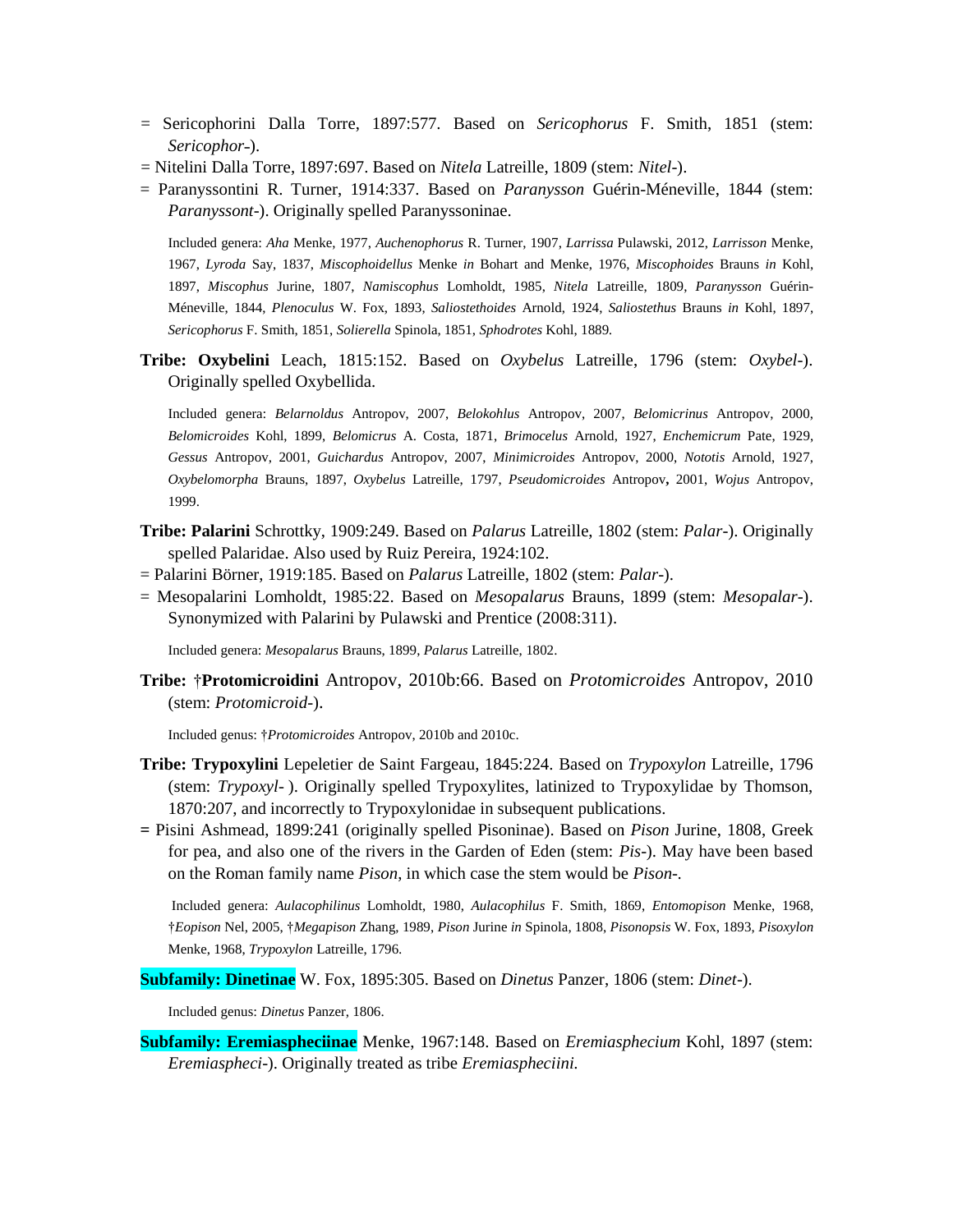= Sericophorini Dalla Torre, 1897:577. Based on *Sericophorus* F. Smith, 1851 (stem: *Sericophor-*).

= Nitelini Dalla Torre, 1897:697. Based on *Nitela* Latreille, 1809 (stem: *Nitel-*).

= Paranyssontini R. Turner, 1914:337. Based on *Paranysson* Guérin-Méneville, 1844 (stem: *Paranyssont-*). Originally spelled Paranyssoninae.

Included genera: *Aha* Menke, 1977, *Auchenophorus* R. Turner, 1907, *Larrissa* Pulawski, 2012, *Larrisson* Menke, 1967, *Lyroda* Say, 1837, *Miscophoidellus* Menke *in* Bohart and Menke, 1976, *Miscophoides* Brauns *in* Kohl, 1897, *Miscophus* Jurine, 1807, *Namiscophus* Lomholdt, 1985, *Nitela* Latreille, 1809, *Paranysson* Guérin-Méneville, 1844, *Plenoculus* W. Fox, 1893, *Saliostethoides* Arnold, 1924, *Saliostethus* Brauns *in* Kohl, 1897, *Sericophorus* F. Smith, 1851, *Solierella* Spinola, 1851, *Sphodrotes* Kohl, 1889.

**Tribe: Oxybelini** Leach, 1815:152. Based on *Oxybelus* Latreille, 1796 (stem: *Oxybel-*). Originally spelled Oxybellida.

Included genera: *Belarnoldus* Antropov, 2007, *Belokohlus* Antropov, 2007, *Belomicrinus* Antropov, 2000, *Belomicroides* Kohl, 1899, *Belomicrus* A. Costa, 1871, *Brimocelus* Arnold, 1927, *Enchemicrum* Pate, 1929, *Gessus* Antropov, 2001, *Guichardus* Antropov, 2007, *Minimicroides* Antropov, 2000, *Nototis* Arnold, 1927, *Oxybelomorpha* Brauns, 1897, *Oxybelus* Latreille, 1797, *Pseudomicroides* Antropov**,** 2001, *Wojus* Antropov, 1999.

**Tribe: Palarini** Schrottky, 1909:249. Based on *Palarus* Latreille, 1802 (stem: *Palar-*). Originally spelled Palaridae. Also used by Ruiz Pereira, 1924:102.

= Palarini Börner, 1919:185. Based on *Palarus* Latreille, 1802 (stem: *Palar-*).

= Mesopalarini Lomholdt, 1985:22. Based on *Mesopalarus* Brauns, 1899 (stem: *Mesopalar-*). Synonymized with Palarini by Pulawski and Prentice (2008:311).

Included genera: *Mesopalarus* Brauns, 1899, *Palarus* Latreille, 1802.

**Tribe: †Protomicroidini** Antropov, 2010b:66. Based on *Protomicroides* Antropov, 2010 (stem: *Protomicroid-*).

Included genus: †*Protomicroides* Antropov, 2010b and 2010c.

**Tribe: Trypoxylini** Lepeletier de Saint Fargeau, 1845:224. Based on *Trypoxylon* Latreille, 1796 (stem: *Trypoxyl-* ). Originally spelled Trypoxylites, latinized to Trypoxylidae by Thomson, 1870:207, and incorrectly to Trypoxylonidae in subsequent publications.

**=** Pisini Ashmead, 1899:241 (originally spelled Pisoninae). Based on *Pison* Jurine, 1808, Greek for pea, and also one of the rivers in the Garden of Eden (stem: *Pis-*). May have been based on the Roman family name *Pison*, in which case the stem would be *Pison-*.

Included genera: *Aulacophilinus* Lomholdt, 1980, *Aulacophilus* F. Smith, 1869, *Entomopison* Menke, 1968, †*Eopison* Nel, 2005, †*Megapison* Zhang, 1989, *Pison* Jurine *in* Spinola, 1808, *Pisonopsis* W. Fox, 1893, *Pisoxylon* Menke, 1968, *Trypoxylon* Latreille, 1796.

**Subfamily: Dinetinae** W. Fox, 1895:305. Based on *Dinetus* Panzer, 1806 (stem: *Dinet-*).

Included genus: *Dinetus* Panzer, 1806.

**Subfamily: Eremiaspheciinae** Menke, 1967:148. Based on *Eremiasphecium* Kohl, 1897 (stem: *Eremiaspheci-*). Originally treated as tribe *Eremiaspheciini.*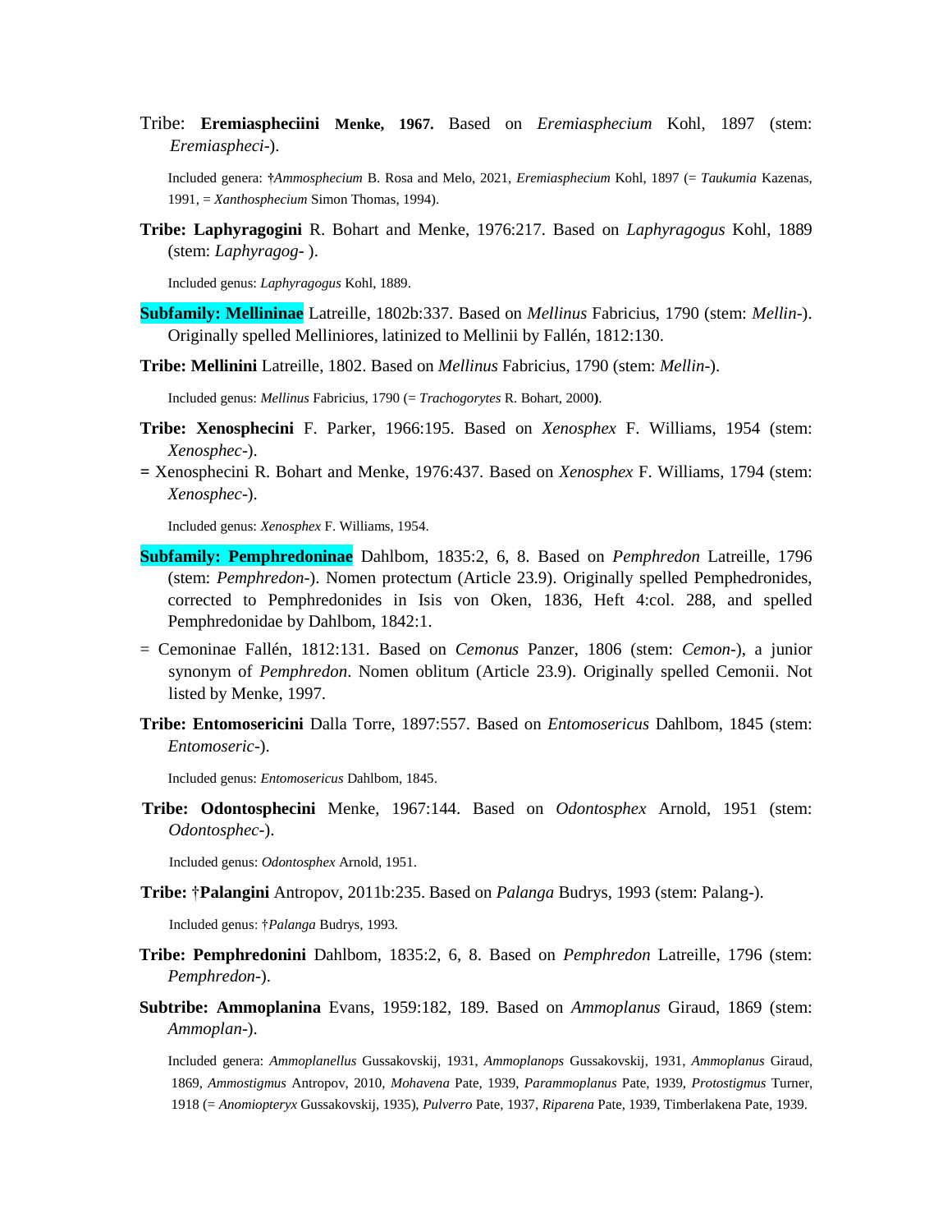Tribe: **Eremiaspheciini** **Menke, 1967.** Based on *Eremiasphecium* Kohl, 1897 (stem: *Eremiaspheci*-).

Included genera: †*Ammosphecium* B. Rosa and Melo, 2021, *Eremiasphecium* Kohl, 1897 (= *Taukumia* Kazenas, 1991, = *Xanthosphecium* Simon Thomas, 1994).

**Tribe: Laphyragogini** R. Bohart and Menke, 1976:217. Based on *Laphyragogus* Kohl, 1889 (stem: *Laphyragog*- ).

Included genus: *Laphyragogus* Kohl, 1889.

**Subfamily: Mellininae** Latreille, 1802b:337. Based on *Mellinus* Fabricius, 1790 (stem: *Mellin*-). Originally spelled Melliniores, latinized to Mellinii by Fallén, 1812:130.

**Tribe: Mellinini** Latreille, 1802. Based on *Mellinus* Fabricius, 1790 (stem: *Mellin*-).

Included genus: *Mellinus* Fabricius, 1790 (= *Trachogorytes* R. Bohart, 2000).

**Tribe: Xenosphecini** F. Parker, 1966:195. Based on *Xenosphex* F. Williams, 1954 (stem: *Xenosphec*-).

= Xenosphecini R. Bohart and Menke, 1976:437. Based on *Xenosphex* F. Williams, 1794 (stem: *Xenosphec*-).

Included genus: *Xenosphex* F. Williams, 1954.

**Subfamily: Pemphredoninae** Dahlbom, 1835:2, 6, 8. Based on *Pemphredon* Latreille, 1796 (stem: *Pemphredon*-). Nomen protectum (Article 23.9). Originally spelled Pemphedronides, corrected to Pemphredonides in Isis von Oken, 1836, Heft 4:col. 288, and spelled Pemphredonidae by Dahlbom, 1842:1.

= Cemoninae Fallén, 1812:131. Based on *Cemonus* Panzer, 1806 (stem: *Cemon*-), a junior synonym of *Pemphredon*. Nomen oblitum (Article 23.9). Originally spelled Cemonii. Not listed by Menke, 1997.

**Tribe: Entomosericini** Dalla Torre, 1897:557. Based on *Entomosericus* Dahlbom, 1845 (stem: *Entomoseric*-).

Included genus: *Entomosericus* Dahlbom, 1845.

**Tribe: Odontosphecini** Menke, 1967:144. Based on *Odontosphex* Arnold, 1951 (stem: *Odontosphec*-).

Included genus: *Odontosphex* Arnold, 1951.

**Tribe:** †**Palangini** Antropov, 2011b:235. Based on *Palanga* Budrys, 1993 (stem: Palang-).

Included genus: †*Palanga* Budrys, 1993.

**Tribe: Pemphredonini** Dahlbom, 1835:2, 6, 8. Based on *Pemphredon* Latreille, 1796 (stem: *Pemphredon*-).

**Subtribe: Ammoplanina** Evans, 1959:182, 189. Based on *Ammoplanus* Giraud, 1869 (stem: *Ammoplan*-).

Included genera: *Ammoplanellus* Gussakovskij, 1931, *Ammoplanops* Gussakovskij, 1931, *Ammoplanus* Giraud, 1869, *Ammostigmus* Antropov, 2010, *Mohavena* Pate, 1939, *Parammoplanus* Pate, 1939, *Protostigmus* Turner, 1918 (= *Anomiopteryx* Gussakovskij, 1935), *Pulverro* Pate, 1937, *Riparena* Pate, 1939, Timberlakena Pate, 1939.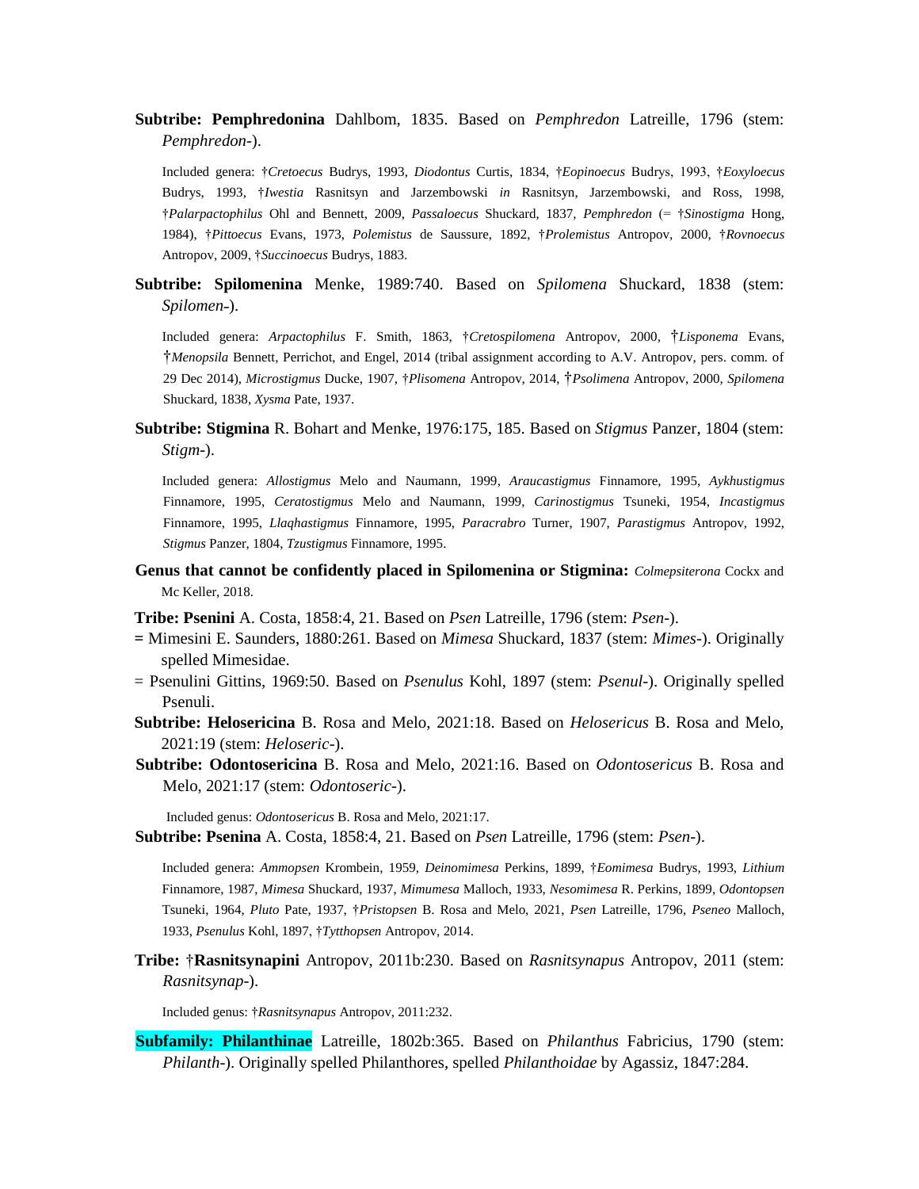**Subtribe: Pemphredonina** Dahlbom, 1835. Based on *Pemphredon* Latreille, 1796 (stem: *Pemphredon*-).

Included genera: †*Cretoecus* Budrys, 1993, *Diodontus* Curtis, 1834, †*Eopinoecus* Budrys, 1993, †*Eoxyloecus* Budrys, 1993, †*Iwestia* Rasnitsyn and Jarzembowski *in* Rasnitsyn, Jarzembowski, and Ross, 1998, †*Palarpactophilus* Ohl and Bennett, 2009, *Passaloecus* Shuckard, 1837, *Pemphredon* (= †*Sinostigma* Hong, 1984), †*Pittoecus* Evans, 1973, *Polemistus* de Saussure, 1892, †*Prolemistus* Antropov, 2000, †*Rovnoecus* Antropov, 2009, †*Succinoecus* Budrys, 1883.

**Subtribe: Spilomenina** Menke, 1989:740. Based on *Spilomena* Shuckard, 1838 (stem: *Spilomen*-).

Included genera: *Arpactophilus* F. Smith, 1863, †*Cretospilomena* Antropov, 2000, †*Lisponema* Evans, †*Menopsila* Bennett, Perrichot, and Engel, 2014 (tribal assignment according to A.V. Antropov, pers. comm. of 29 Dec 2014), *Microstigmus* Ducke, 1907, †*Plisomena* Antropov, 2014, †*Psolimena* Antropov, 2000, *Spilomena* Shuckard, 1838, *Xysma* Pate, 1937.

**Subtribe: Stigmina** R. Bohart and Menke, 1976:175, 185. Based on *Stigmus* Panzer, 1804 (stem: *Stigm*-).

Included genera: *Allostigmus* Melo and Naumann, 1999, *Araucastigmus* Finnamore, 1995, *Aykhustigmus* Finnamore, 1995, *Ceratostigmus* Melo and Naumann, 1999, *Carinostigmus* Tsuneki, 1954, *Incastigmus* Finnamore, 1995, *Llaqhastigmus* Finnamore, 1995, *Paracrabro* Turner, 1907, *Parastigmus* Antropov, 1992, *Stigmus* Panzer, 1804, *Tzustigmus* Finnamore, 1995.

**Genus that cannot be confidently placed in Spilomenina or Stigmina:** *Colmepsiterona* Cockx and Mc Keller, 2018.

**Tribe: Psenini** A. Costa, 1858:4, 21. Based on *Psen* Latreille, 1796 (stem: *Psen*-).

= Mimesini E. Saunders, 1880:261. Based on *Mimesa* Shuckard, 1837 (stem: *Mimes*-). Originally spelled Mimesidae.

= Psenulini Gittins, 1969:50. Based on *Psenulus* Kohl, 1897 (stem: *Psenul*-). Originally spelled Psenuli.

**Subtribe: Helosericina** B. Rosa and Melo, 2021:18. Based on *Heloserícus* B. Rosa and Melo, 2021:19 (stem: *Heloseric*-).

**Subtribe: Odontosericina** B. Rosa and Melo, 2021:16. Based on *Odontosericus* B. Rosa and Melo, 2021:17 (stem: *Odontoseric*-).

Included genus: *Odontosericus* B. Rosa and Melo, 2021:17.

**Subtribe: Psenina** A. Costa, 1858:4, 21. Based on *Psen* Latreille, 1796 (stem: *Psen*-).

Included genera: *Ammopsen* Krombein, 1959, *Deinomimesa* Perkins, 1899, †*Eomimesa* Budrys, 1993, *Lithium* Finnamore, 1987, *Mimesa* Shuckard, 1937, *Mimumesa* Malloch, 1933, *Nesomimesa* R. Perkins, 1899, *Odontopsen* Tsuneki, 1964, *Pluto* Pate, 1937, †*Pristopsen* B. Rosa and Melo, 2021, *Psen* Latreille, 1796, *Pseneo* Malloch, 1933, *Psenulus* Kohl, 1897, †*Tytthopsen* Antropov, 2014.

**Tribe:** †**Rasnitsynapini** Antropov, 2011b:230. Based on *Rasnitsynapus* Antropov, 2011 (stem: *Rasnitsynap*-).

Included genus: †*Rasnitsynapus* Antropov, 2011:232.

**Subfamily: Philanthinae** Latreille, 1802b:365. Based on *Philanthus* Fabricius, 1790 (stem: *Philanth*-). Originally spelled Philanthores, spelled *Philanthoidae* by Agassiz, 1847:284.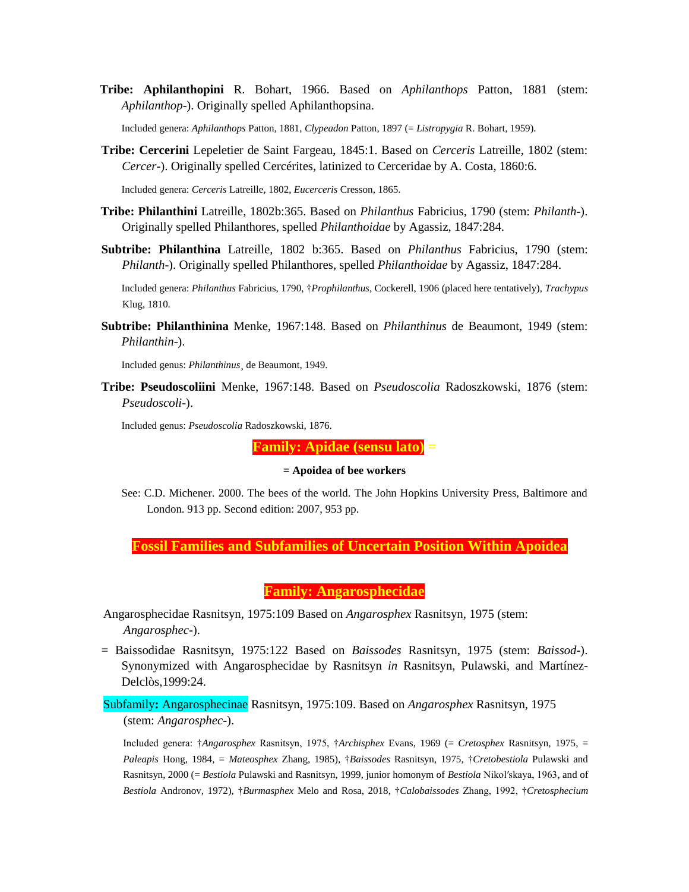**Tribe: Aphilanthopini** R. Bohart, 1966. Based on *Aphilanthops* Patton, 1881 (stem: *Aphilanthop*-). Originally spelled Aphilanthopsina.

Included genera: *Aphilanthops* Patton, 1881, *Clypeadon* Patton, 1897 (= *Listropygia* R. Bohart, 1959).

**Tribe: Cercerini** Lepeletier de Saint Fargeau, 1845:1. Based on *Cerceris* Latreille, 1802 (stem: *Cercer*-). Originally spelled Cercérites, latinized to Cerceridae by A. Costa, 1860:6.

Included genera: *Cerceris* Latreille, 1802, *Eucerceris* Cresson, 1865.

**Tribe: Philanthini** Latreille, 1802b:365. Based on *Philanthus* Fabricius, 1790 (stem: *Philanth*-). Originally spelled Philanthores, spelled *Philanthoidae* by Agassiz, 1847:284.

**Subtribe: Philanthina** Latreille, 1802 b:365. Based on *Philanthus* Fabricius, 1790 (stem: *Philanth*-). Originally spelled Philanthores, spelled *Philanthoidae* by Agassiz, 1847:284.

Included genera: *Philanthus* Fabricius, 1790, †*Prophilanthus*, Cockerell, 1906 (placed here tentatively), *Trachypus* Klug, 1810.

**Subtribe: Philanthinina** Menke, 1967:148. Based on *Philanthinus* de Beaumont, 1949 (stem: *Philanthin*-).

Included genus: *Philanthinus*¸ de Beaumont, 1949.

**Tribe: Pseudoscoliini** Menke, 1967:148. Based on *Pseudoscolia* Radoszkowski, 1876 (stem: *Pseudoscoli*-).

Included genus: *Pseudoscolia* Radoszkowski, 1876.

## Family: Apidae (sensu lato) =

**= Apoidea of bee workers**

See: C.D. Michener. 2000. The bees of the world. The John Hopkins University Press, Baltimore and London. 913 pp. Second edition: 2007, 953 pp.

## Fossil Families and Subfamilies of Uncertain Position Within Apoidea

## Family: Angarosphecidae

Angarosphecidae Rasnitsyn, 1975:109 Based on *Angarosphex* Rasnitsyn, 1975 (stem: *Angarosphec*-).

= Baissodidae Rasnitsyn, 1975:122 Based on *Baissodes* Rasnitsyn, 1975 (stem: *Baissod*-). Synonymized with Angarosphecidae by Rasnitsyn *in* Rasnitsyn, Pulawski, and Martínez-Delclòs,1999:24.

Subfamily**:** Angarosphecinae Rasnitsyn, 1975:109. Based on *Angarosphex* Rasnitsyn, 1975 (stem: *Angarosphec*-).

Included genera: †*Angarosphex* Rasnitsyn, 1975, †*Archisphex* Evans, 1969 (= *Cretosphex* Rasnitsyn, 1975, = *Paleapis* Hong, 1984, = *Mateosphex* Zhang, 1985), †*Baissodes* Rasnitsyn, 1975, †*Cretobestiola* Pulawski and Rasnitsyn, 2000 (= *Bestiola* Pulawski and Rasnitsyn, 1999, junior homonym of *Bestiola* Nikol′skaya, 1963, and of *Bestiola* Andronov, 1972), †*Burmasphex* Melo and Rosa, 2018, †*Calobaissodes* Zhang, 1992, †*Cretosphecium*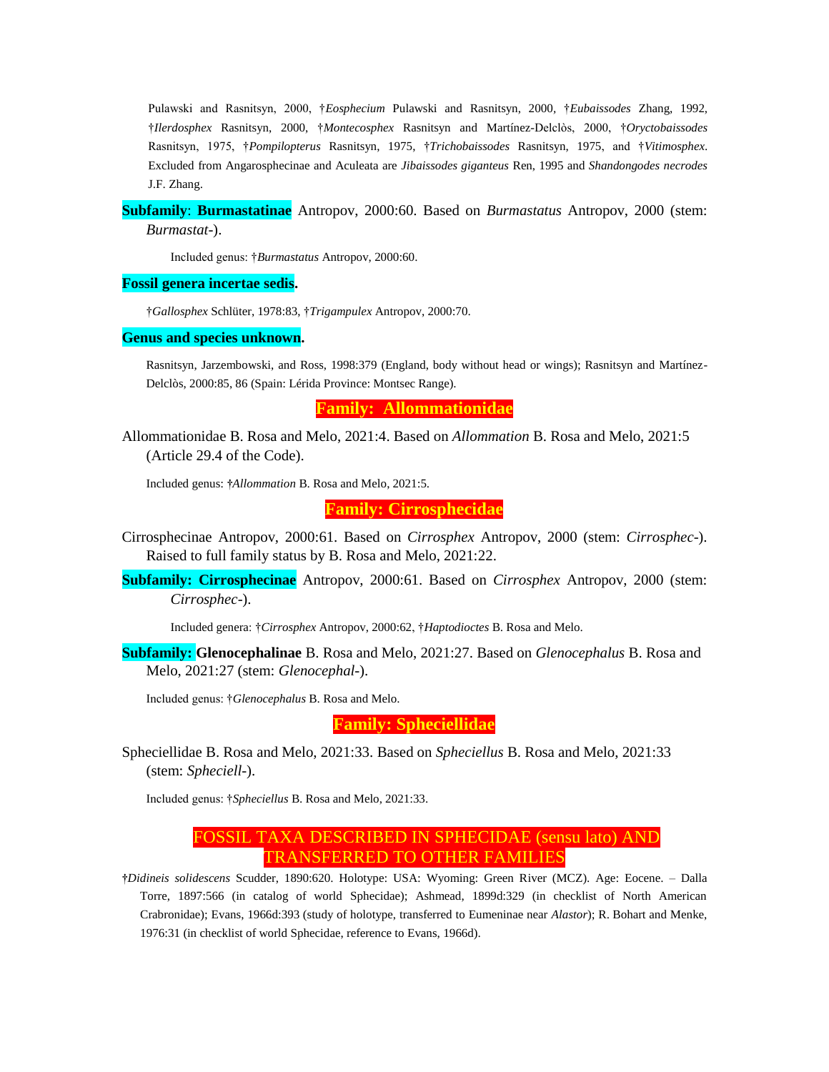Pulawski and Rasnitsyn, 2000, †*Eosphecium* Pulawski and Rasnitsyn, 2000, †*Eubaissodes* Zhang, 1992, †*Ilerdosphex* Rasnitsyn, 2000, †*Montecosphex* Rasnitsyn and Martínez-Delclòs, 2000, †*Oryctobaissodes* Rasnitsyn, 1975, †*Pompilopterus* Rasnitsyn, 1975, †*Trichobaissodes* Rasnitsyn, 1975, and †*Vitimosphex*. Excluded from Angarosphecinae and Aculeata are *Jibaissodes giganteus* Ren, 1995 and *Shandongodes necrodes* J.F. Zhang.

**Subfamily**: **Burmastatinae** Antropov, 2000:60. Based on *Burmastatus* Antropov, 2000 (stem: *Burmastat*-).

Included genus: †*Burmastatus* Antropov, 2000:60.

**Fossil genera incertae sedis.**

†*Gallosphex* Schlüter, 1978:83, †*Trigampulex* Antropov, 2000:70.

**Genus and species unknown.**

Rasnitsyn, Jarzembowski, and Ross, 1998:379 (England, body without head or wings); Rasnitsyn and Martínez-Delclòs, 2000:85, 86 (Spain: Lérida Province: Montsec Range).

## Family: Allommationidae

Allommationidae B. Rosa and Melo, 2021:4. Based on *Allommation* B. Rosa and Melo, 2021:5 (Article 29.4 of the Code).

Included genus: †*Allommation* B. Rosa and Melo, 2021:5.

## Family: Cirrosphecidae

Cirrosphecinae Antropov, 2000:61. Based on *Cirrosphex* Antropov, 2000 (stem: *Cirrosphec*-). Raised to full family status by B. Rosa and Melo, 2021:22.

**Subfamily: Cirrosphecinae** Antropov, 2000:61. Based on *Cirrosphex* Antropov, 2000 (stem: *Cirrosphec*-).

Included genera: †*Cirrosphex* Antropov, 2000:62, †*Haptodioctes* B. Rosa and Melo.

**Subfamily: Glenocephalinae** B. Rosa and Melo, 2021:27. Based on *Glenocephalus* B. Rosa and Melo, 2021:27 (stem: *Glenocephal*-).

Included genus: †*Glenocephalus* B. Rosa and Melo.

## Family: Spheciellidae

Spheciellidae B. Rosa and Melo, 2021:33. Based on *Spheciellus* B. Rosa and Melo, 2021:33 (stem: *Spheciell*-).

Included genus: †*Spheciellus* B. Rosa and Melo, 2021:33.

## FOSSIL TAXA DESCRIBED IN SPHECIDAE (sensu lato) AND TRANSFERRED TO OTHER FAMILIES

†*Didineis solidescens* Scudder, 1890:620. Holotype: USA: Wyoming: Green River (MCZ). Age: Eocene. – Dalla Torre, 1897:566 (in catalog of world Sphecidae); Ashmead, 1899d:329 (in checklist of North American Crabronidae); Evans, 1966d:393 (study of holotype, transferred to Eumeninae near *Alastor*); R. Bohart and Menke, 1976:31 (in checklist of world Sphecidae, reference to Evans, 1966d).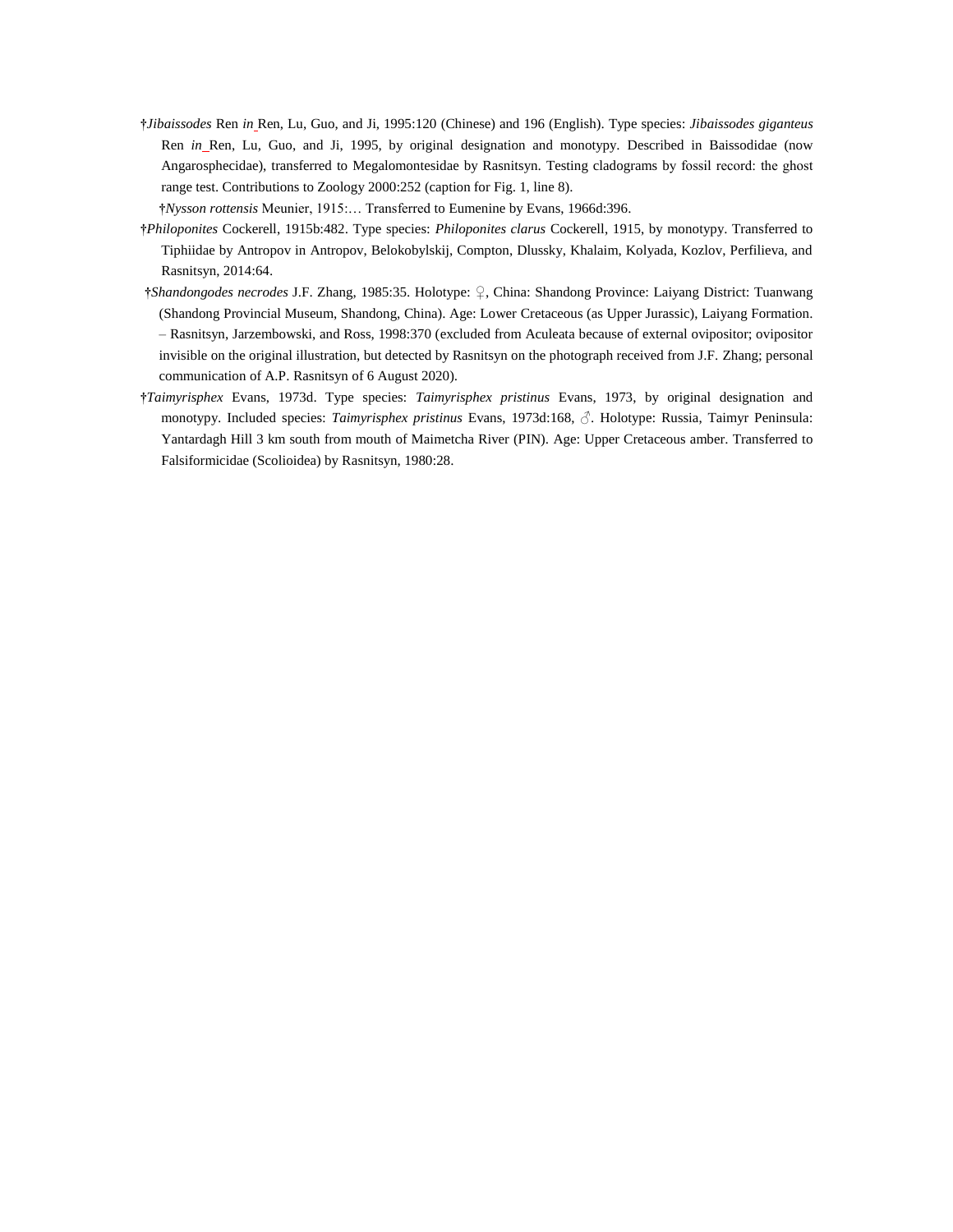†*Jibaissodes* Ren *in* Ren, Lu, Guo, and Ji, 1995:120 (Chinese) and 196 (English). Type species: *Jibaissodes giganteus* Ren *in* Ren, Lu, Guo, and Ji, 1995, by original designation and monotypy. Described in Baissodidae (now Angarosphecidae), transferred to Megalomontesidae by Rasnitsyn. Testing cladograms by fossil record: the ghost range test. Contributions to Zoology 2000:252 (caption for Fig. 1, line 8).

†*Nysson rottensis* Meunier, 1915:… Transferred to Eumenine by Evans, 1966d:396.

†*Philoponites* Cockerell, 1915b:482. Type species: *Philoponites clarus* Cockerell, 1915, by monotypy. Transferred to Tiphiidae by Antropov in Antropov, Belokobylskij, Compton, Dlussky, Khalaim, Kolyada, Kozlov, Perfilieva, and Rasnitsyn, 2014:64.

†*Shandongodes necrodes* J.F. Zhang, 1985:35. Holotype: ♀, China: Shandong Province: Laiyang District: Tuanwang (Shandong Provincial Museum, Shandong, China). Age: Lower Cretaceous (as Upper Jurassic), Laiyang Formation. – Rasnitsyn, Jarzembowski, and Ross, 1998:370 (excluded from Aculeata because of external ovipositor; ovipositor invisible on the original illustration, but detected by Rasnitsyn on the photograph received from J.F. Zhang; personal communication of A.P. Rasnitsyn of 6 August 2020).

†*Taimyrisphex* Evans, 1973d. Type species: *Taimyrisphex pristinus* Evans, 1973, by original designation and monotypy. Included species: *Taimyrisphex pristinus* Evans, 1973d:168, ♂. Holotype: Russia, Taimyr Peninsula: Yantardagh Hill 3 km south from mouth of Maimetcha River (PIN). Age: Upper Cretaceous amber. Transferred to Falsiformicidae (Scolioidea) by Rasnitsyn, 1980:28.